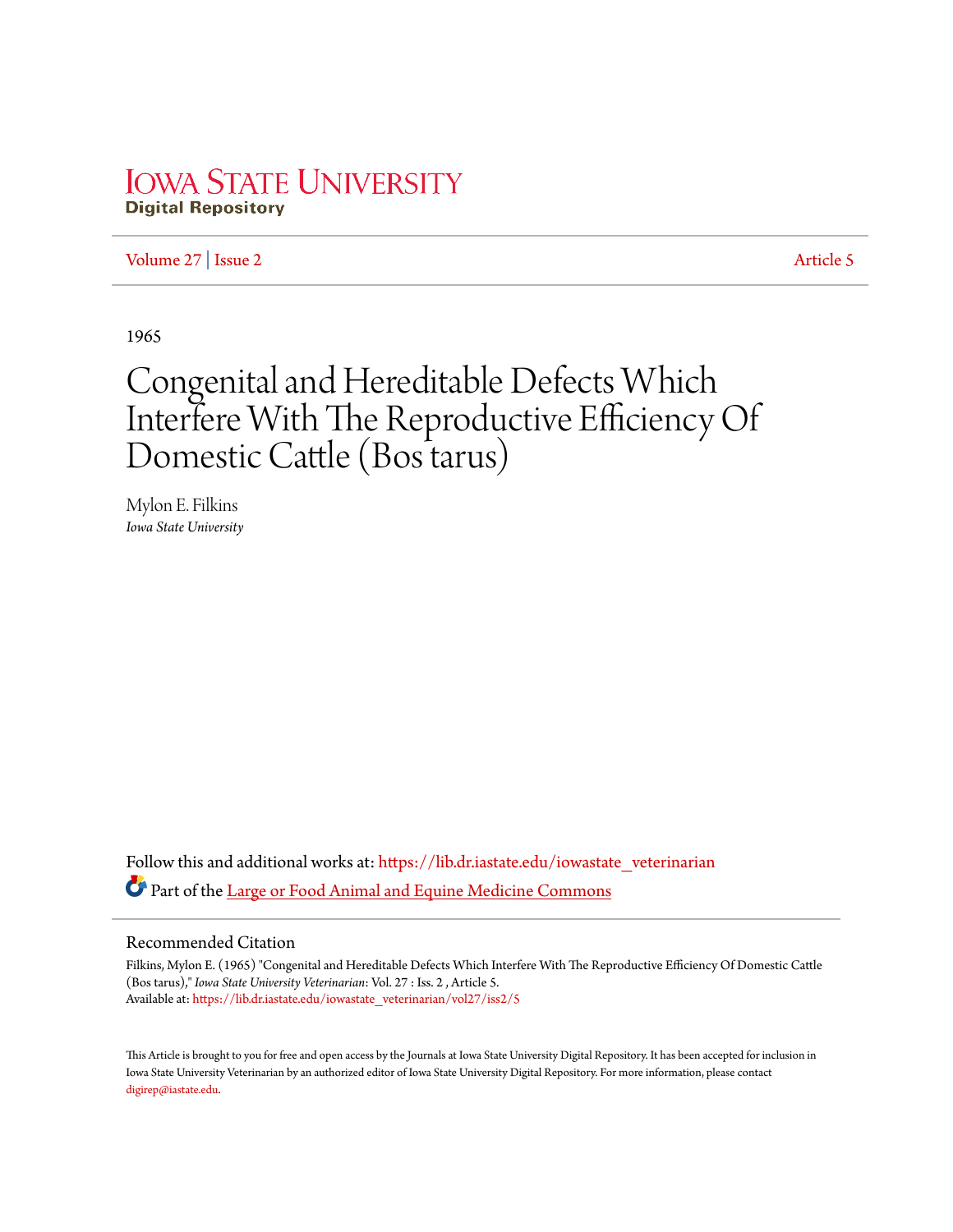# Iowa State University
**Digital Repository**

Volume 27 | Issue 2 Article 5

1965

# Congenital and Hereditable Defects Which Interfere With The Reproductive Efficiency Of Domestic Cattle (Bos tarus)

Mylon E. Filkins
*Iowa State University*

Follow this and additional works at: https://lib.dr.iastate.edu/iowastate_veterinarian

Part of the Large or Food Animal and Equine Medicine Commons

## Recommended Citation

Filkins, Mylon E. (1965) "Congenital and Hereditable Defects Which Interfere With The Reproductive Efficiency Of Domestic Cattle (Bos tarus)," *Iowa State University Veterinarian*: Vol. 27 : Iss. 2 , Article 5.
Available at: https://lib.dr.iastate.edu/iowastate_veterinarian/vol27/iss2/5

This Article is brought to you for free and open access by the Journals at Iowa State University Digital Repository. It has been accepted for inclusion in Iowa State University Veterinarian by an authorized editor of Iowa State University Digital Repository. For more information, please contact digirep@iastate.edu.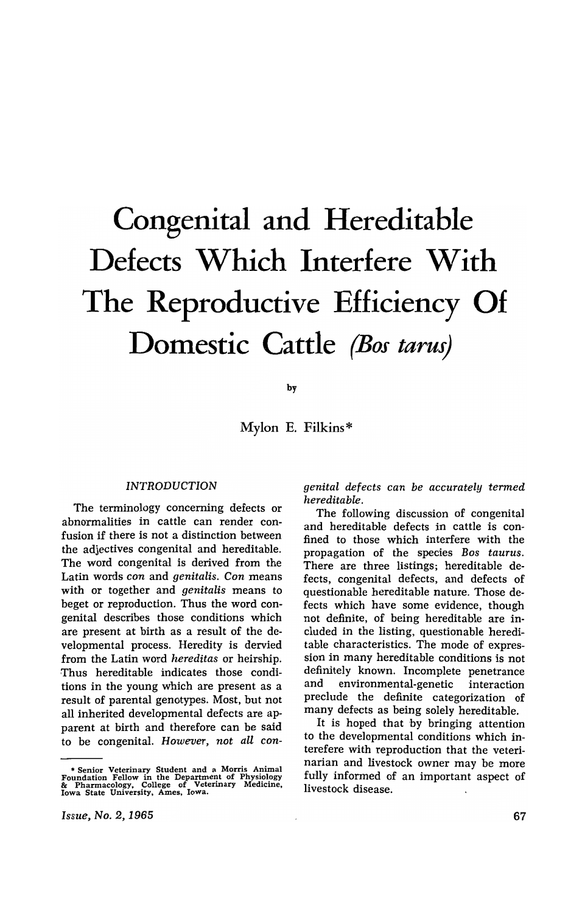# Congenital and Hereditable Defects Which Interfere With The Reproductive Efficiency Of Domestic Cattle *(Bos tarus)*

by

Mylon E. Filkins*

## INTRODUCTION

The terminology concerning defects or abnormalities in cattle can render confusion if there is not a distinction between the adjectives congenital and hereditable. The word congenital is derived from the Latin words *con* and *genitalis*. *Con* means with or together and *genitalis* means to beget or reproduction. Thus the word congenital describes those conditions which are present at birth as a result of the developmental process. Heredity is dervied from the Latin word *hereditas* or heirship. Thus hereditable indicates those conditions in the young which are present as a result of parental genotypes. Most, but not all inherited developmental defects are apparent at birth and therefore can be said to be congenital. *However, not all congenital defects can be accurately termed hereditable.*

The following discussion of congenital and hereditable defects in cattle is confined to those which interfere with the propagation of the species *Bos taurus*. There are three listings; hereditable defects, congenital defects, and defects of questionable hereditable nature. Those defects which have some evidence, though not definite, of being hereditable are included in the listing, questionable hereditable characteristics. The mode of expression in many hereditable conditions is not definitely known. Incomplete penetrance and environmental-genetic interaction preclude the definite categorization of many defects as being solely hereditable.

It is hoped that by bringing attention to the developmental conditions which interefere with reproduction that the veterinarian and livestock owner may be more fully informed of an important aspect of livestock disease.

---

* Senior Veterinary Student and a Morris Animal Foundation Fellow in the Department of Physiology & Pharmacology, College of Veterinary Medicine, Iowa State University, Ames, Iowa.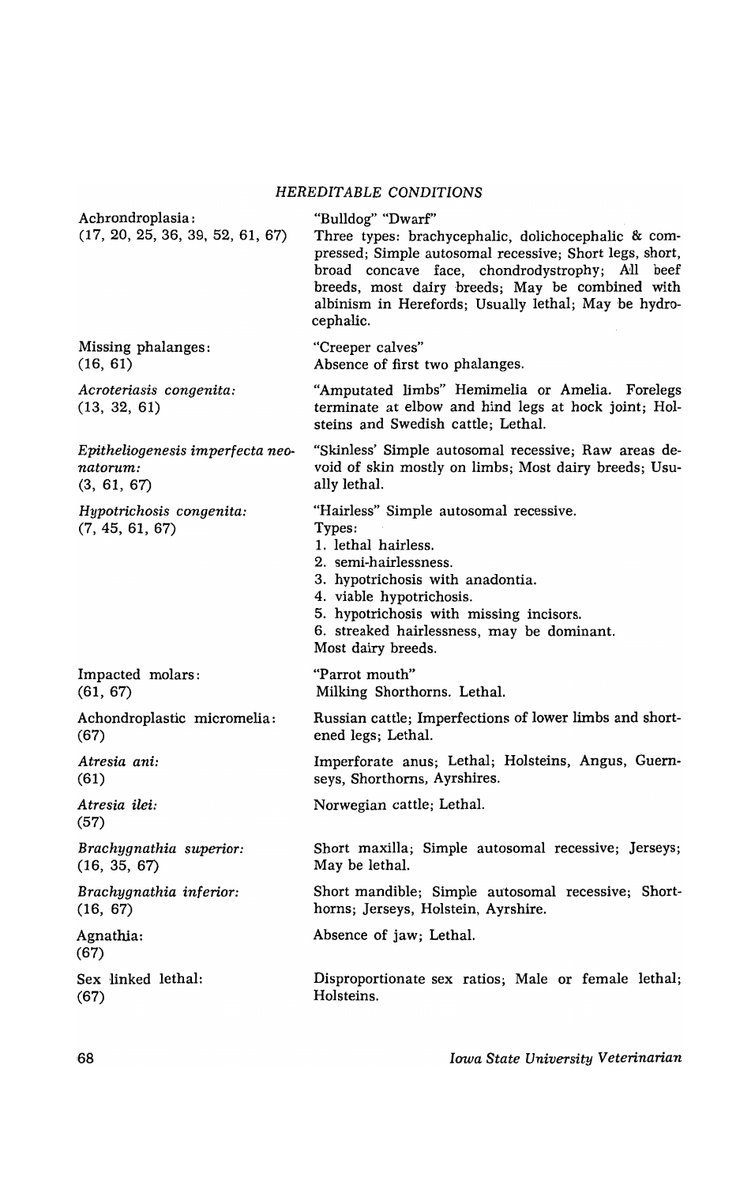## *HEREDITABLE CONDITIONS*

| | |
|---|---|
| Achrondroplasia: (17, 20, 25, 36, 39, 52, 61, 67) | "Bulldog" "Dwarf" Three types: brachycephalic, dolichocephalic & compressed; Simple autosomal recessive; Short legs, short, broad concave face, chondrodystrophy; All beef breeds, most dairy breeds; May be combined with albinism in Herefords; Usually lethal; May be hydrocephalic. |
| Missing phalanges: (16, 61) | "Creeper calves" Absence of first two phalanges. |
| *Acroteriasis congenita:* (13, 32, 61) | "Amputated limbs" Hemimelia or Amelia. Forelegs terminate at elbow and hind legs at hock joint; Holsteins and Swedish cattle; Lethal. |
| *Epitheliogenesis imperfecta neonatorum:* (3, 61, 67) | "Skinless' Simple autosomal recessive; Raw areas devoid of skin mostly on limbs; Most dairy breeds; Usually lethal. |
| *Hypotrichosis congenita:* (7, 45, 61, 67) | "Hairless" Simple autosomal recessive. Types: 1. lethal hairless. 2. semi-hairlessness. 3. hypotrichosis with anadontia. 4. viable hypotrichosis. 5. hypotrichosis with missing incisors. 6. streaked hairlessness, may be dominant. Most dairy breeds. |
| Impacted molars: (61, 67) | "Parrot mouth" Milking Shorthorns. Lethal. |
| Achondroplastic micromelia: (67) | Russian cattle; Imperfections of lower limbs and shortened legs; Lethal. |
| *Atresia ani:* (61) | Imperforate anus; Lethal; Holsteins, Angus, Guernseys, Shorthorns, Ayrshires. |
| *Atresia ilei:* (57) | Norwegian cattle; Lethal. |
| *Brachygnathia superior:* (16, 35, 67) | Short maxilla; Simple autosomal recessive; Jerseys; May be lethal. |
| *Brachygnathia inferior:* (16, 67) | Short mandible; Simple autosomal recessive; Shorthorns; Jerseys, Holstein, Ayrshire. |
| Agnathia: (67) | Absence of jaw; Lethal. |
| Sex linked lethal: (67) | Disproportionate sex ratios; Male or female lethal; Holsteins. |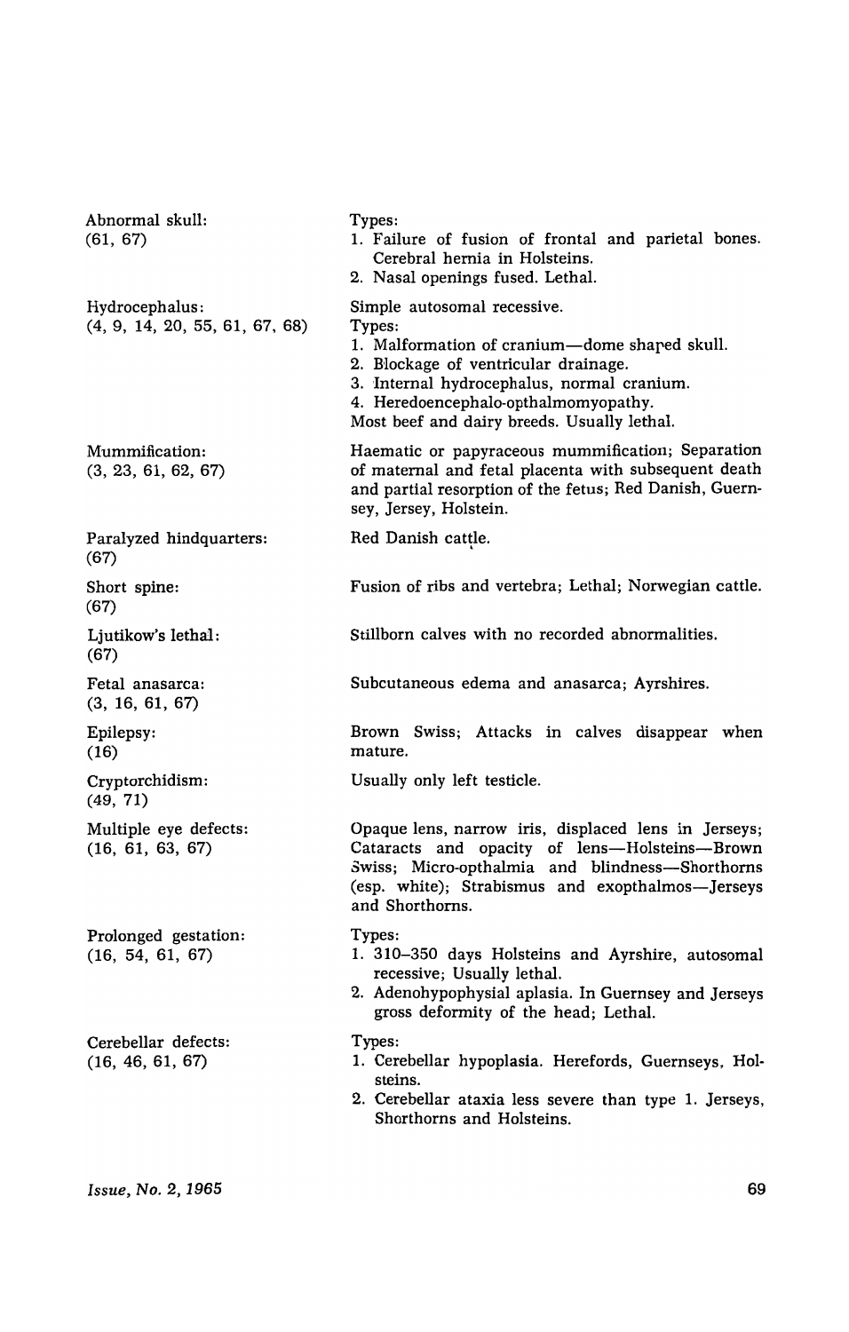| | |
|---|---|
| Abnormal skull: (61, 67) | Types: 1. Failure of fusion of frontal and parietal bones. Cerebral hernia in Holsteins. 2. Nasal openings fused. Lethal. |
| Hydrocephalus: (4, 9, 14, 20, 55, 61, 67, 68) | Simple autosomal recessive. Types: 1. Malformation of cranium—dome shaped skull. 2. Blockage of ventricular drainage. 3. Internal hydrocephalus, normal cranium. 4. Heredoencephalo-opthalmomyopathy. Most beef and dairy breeds. Usually lethal. |
| Mummification: (3, 23, 61, 62, 67) | Haematic or papyraceous mummification; Separation of maternal and fetal placenta with subsequent death and partial resorption of the fetus; Red Danish, Guernsey, Jersey, Holstein. |
| Paralyzed hindquarters: (67) | Red Danish cattle. |
| Short spine: (67) | Fusion of ribs and vertebra; Lethal; Norwegian cattle. |
| Ljutikow's lethal: (67) | Stillborn calves with no recorded abnormalities. |
| Fetal anasarca: (3, 16, 61, 67) | Subcutaneous edema and anasarca; Ayrshires. |
| Epilepsy: (16) | Brown Swiss; Attacks in calves disappear when mature. |
| Cryptorchidism: (49, 71) | Usually only left testicle. |
| Multiple eye defects: (16, 61, 63, 67) | Opaque lens, narrow iris, displaced lens in Jerseys; Cataracts and opacity of lens—Holsteins—Brown Swiss; Micro-opthalmia and blindness—Shorthorns (esp. white); Strabismus and exopthalmos—Jerseys and Shorthorns. |
| Prolonged gestation: (16, 54, 61, 67) | Types: 1. 310–350 days Holsteins and Ayrshire, autosomal recessive; Usually lethal. 2. Adenohypophysial aplasia. In Guernsey and Jerseys gross deformity of the head; Lethal. |
| Cerebellar defects: (16, 46, 61, 67) | Types: 1. Cerebellar hypoplasia. Herefords, Guernseys, Holsteins. 2. Cerebellar ataxia less severe than type 1. Jerseys, Shorthorns and Holsteins. |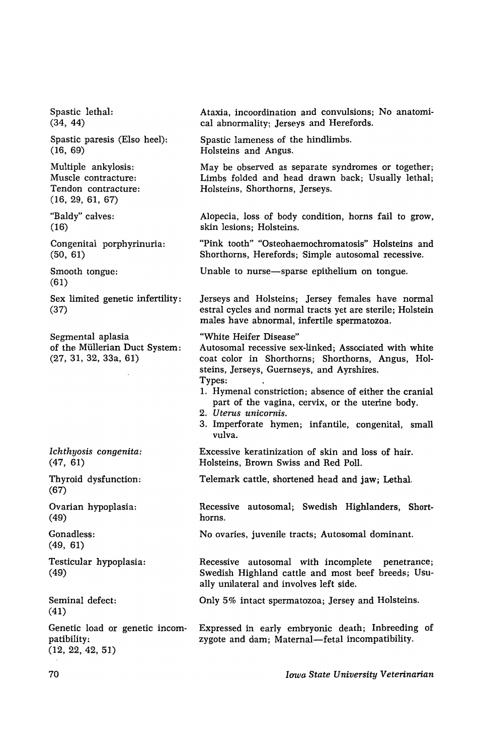| | |
|---|---|
| Spastic lethal: (34, 44) | Ataxia, incoordination and convulsions; No anatomical abnormality; Jerseys and Herefords. |
| Spastic paresis (Elso heel): (16, 69) | Spastic lameness of the hindlimbs. Holsteins and Angus. |
| Multiple ankylosis: Muscle contracture: Tendon contracture: (16, 29, 61, 67) | May be observed as separate syndromes or together; Limbs folded and head drawn back; Usually lethal; Holsteins, Shorthorns, Jerseys. |
| "Baldy" calves: (16) | Alopecia, loss of body condition, horns fail to grow, skin lesions; Holsteins. |
| Congenital porphyrinuria: (50, 61) | "Pink tooth" "Osteohaemochromatosis" Holsteins and Shorthorns, Herefords; Simple autosomal recessive. |
| Smooth tongue: (61) | Unable to nurse—sparse epithelium on tongue. |
| Sex limited genetic infertility: (37) | Jerseys and Holsteins; Jersey females have normal estral cycles and normal tracts yet are sterile; Holstein males have abnormal, infertile spermatozoa. |
| Segmental aplasia of the Müllerian Duct System: (27, 31, 32, 33a, 61) | "White Heifer Disease" Autosomal recessive sex-linked; Associated with white coat color in Shorthorns; Shorthorns, Angus, Holsteins, Jerseys, Guernseys, and Ayrshires. Types: 1. Hymenal constriction; absence of either the cranial part of the vagina, cervix, or the uterine body. 2. *Uterus unicornis.* 3. Imperforate hymen; infantile, congenital, small vulva. |
| *Ichthyosis congenita:* (47, 61) | Excessive keratinization of skin and loss of hair. Holsteins, Brown Swiss and Red Poll. |
| Thyroid dysfunction: (67) | Telemark cattle, shortened head and jaw; Lethal. |
| Ovarian hypoplasia: (49) | Recessive autosomal; Swedish Highlanders, Shorthorns. |
| Gonadless: (49, 61) | No ovaries, juvenile tracts; Autosomal dominant. |
| Testicular hypoplasia: (49) | Recessive autosomal with incomplete penetrance; Swedish Highland cattle and most beef breeds; Usually unilateral and involves left side. |
| Seminal defect: (41) | Only 5% intact spermatozoa; Jersey and Holsteins. |
| Genetic load or genetic incompatibility: (12, 22, 42, 51) | Expressed in early embryonic death; Inbreeding of zygote and dam; Maternal—fetal incompatibility. |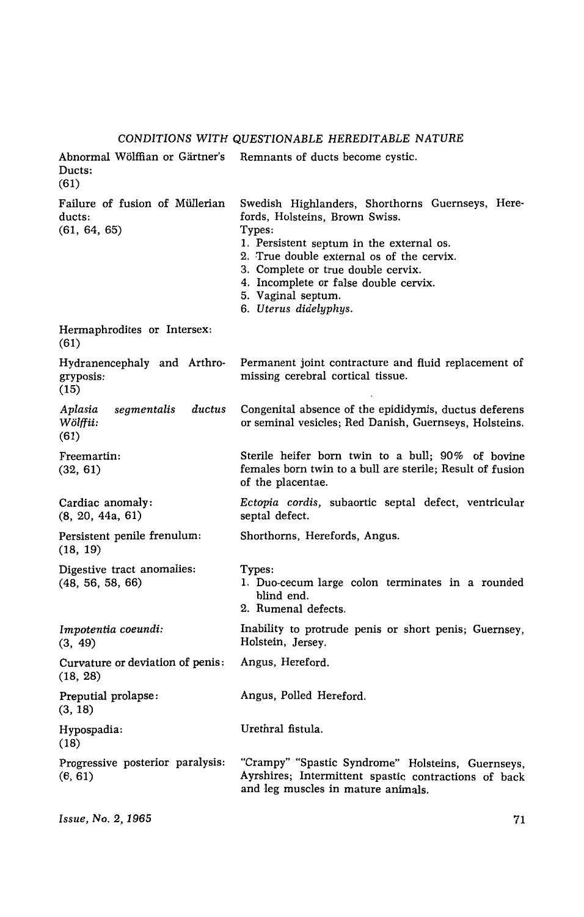## CONDITIONS WITH QUESTIONABLE HEREDITABLE NATURE

| Condition | Description |
|---|---|
| Abnormal Wölffian or Gärtner's Ducts: (61) | Remnants of ducts become cystic. |
| Failure of fusion of Müllerian ducts: (61, 64, 65) | Swedish Highlanders, Shorthorns Guernseys, Herefords, Holsteins, Brown Swiss. Types: 1. Persistent septum in the external os. 2. True double external os of the cervix. 3. Complete or true double cervix. 4. Incomplete or false double cervix. 5. Vaginal septum. 6. *Uterus didelyphys.* |
| Hermaphrodites or Intersex: (61) | |
| Hydranencephaly and Arthrogryposis: (15) | Permanent joint contracture and fluid replacement of missing cerebral cortical tissue. |
| *Aplasia segmentalis ductus Wölffii:* (61) | Congenital absence of the epididymis, ductus deferens or seminal vesicles; Red Danish, Guernseys, Holsteins. |
| Freemartin: (32, 61) | Sterile heifer born twin to a bull; 90% of bovine females born twin to a bull are sterile; Result of fusion of the placentae. |
| Cardiac anomaly: (8, 20, 44a, 61) | *Ectopia cordis,* subaortic septal defect, ventricular septal defect. |
| Persistent penile frenulum: (18, 19) | Shorthorns, Herefords, Angus. |
| Digestive tract anomalies: (48, 56, 58, 66) | Types: 1. Duo-cecum large colon terminates in a rounded blind end. 2. Rumenal defects. |
| *Impotentia coeundi:* (3, 49) | Inability to protrude penis or short penis; Guernsey, Holstein, Jersey. |
| Curvature or deviation of penis: (18, 28) | Angus, Hereford. |
| Preputial prolapse: (3, 18) | Angus, Polled Hereford. |
| Hypospadia: (18) | Urethral fistula. |
| Progressive posterior paralysis: (6, 61) | "Crampy" "Spastic Syndrome" Holsteins, Guernseys, Ayrshires; Intermittent spastic contractions of back and leg muscles in mature animals. |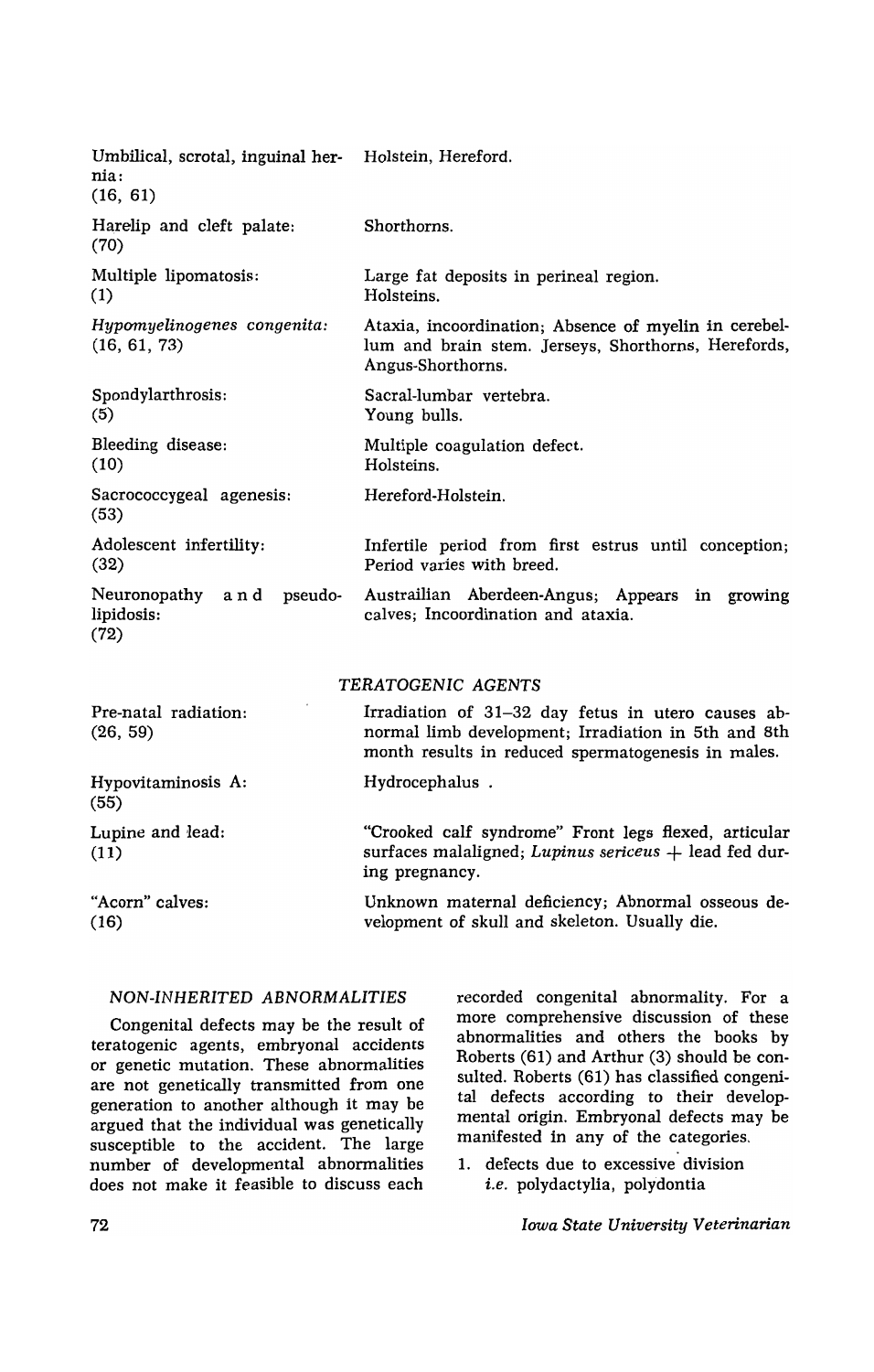| | |
|---|---|
| Umbilical, scrotal, inguinal hernia: (16, 61) | Holstein, Hereford. |
| Harelip and cleft palate: (70) | Shorthorns. |
| Multiple lipomatosis: (1) | Large fat deposits in perineal region. Holsteins. |
| *Hypomyelinogenes congenita:* (16, 61, 73) | Ataxia, incoordination; Absence of myelin in cerebellum and brain stem. Jerseys, Shorthorns, Herefords, Angus-Shorthorns. |
| Spondylarthrosis: (5) | Sacral-lumbar vertebra. Young bulls. |
| Bleeding disease: (10) | Multiple coagulation defect. Holsteins. |
| Sacrococcygeal agenesis: (53) | Hereford-Holstein. |
| Adolescent infertility: (32) | Infertile period from first estrus until conception; Period varies with breed. |
| Neuronopathy and pseudolipidosis: (72) | Austrailian Aberdeen-Angus; Appears in growing calves; Incoordination and ataxia. |

*TERATOGENIC AGENTS*

| | |
|---|---|
| Pre-natal radiation: (26, 59) | Irradiation of 31–32 day fetus in utero causes abnormal limb development; Irradiation in 5th and 8th month results in reduced spermatogenesis in males. |
| Hypovitaminosis A: (55) | Hydrocephalus . |
| Lupine and lead: (11) | "Crooked calf syndrome" Front legs flexed, articular surfaces malaligned; *Lupinus sericeus* + lead fed during pregnancy. |
| "Acorn" calves: (16) | Unknown maternal deficiency; Abnormal osseous development of skull and skeleton. Usually die. |

### *NON-INHERITED ABNORMALITIES*

Congenital defects may be the result of teratogenic agents, embryonal accidents or genetic mutation. These abnormalities are not genetically transmitted from one generation to another although it may be argued that the individual was genetically susceptible to the accident. The large number of developmental abnormalities does not make it feasible to discuss each recorded congenital abnormality. For a more comprehensive discussion of these abnormalities and others the books by Roberts (61) and Arthur (3) should be consulted. Roberts (61) has classified congenital defects according to their developmental origin. Embryonal defects may be manifested in any of the categories.

1. defects due to excessive division *i.e.* polydactylia, polydontia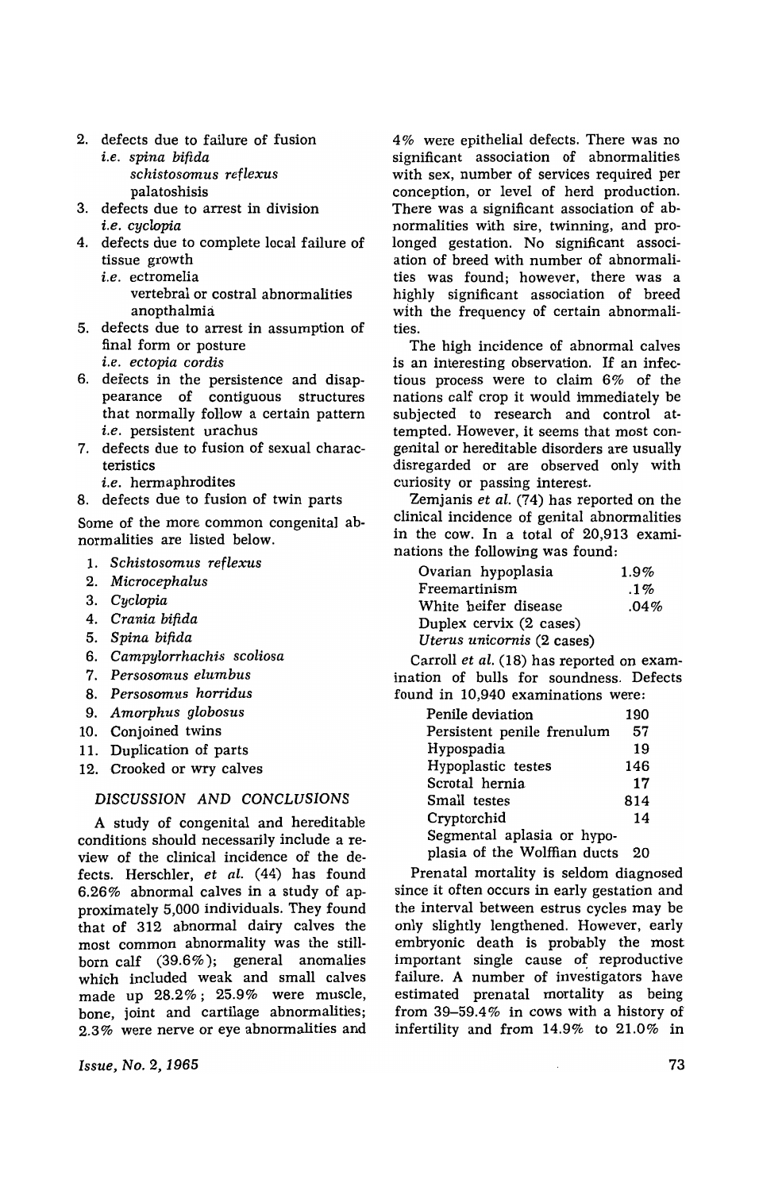2. defects due to failure of fusion
   *i.e.* *spina bifida*
   *schistosomus reflexus*
   palatoshisis
3. defects due to arrest in division
   *i.e.* *cyclopia*
4. defects due to complete local failure of tissue growth
   *i.e.* ectromelia
   vertebral or costral abnormalities
   anopthalmia
5. defects due to arrest in assumption of final form or posture
   *i.e.* *ectopia cordis*
6. defects in the persistence and disappearance of contiguous structures that normally follow a certain pattern
   *i.e.* persistent urachus
7. defects due to fusion of sexual characteristics
   *i.e.* hermaphrodites
8. defects due to fusion of twin parts

Some of the more common congenital abnormalities are listed below.

1. *Schistosomus reflexus*
2. *Microcephalus*
3. *Cyclopia*
4. *Crania bifida*
5. *Spina bifida*
6. *Campylorrhachis scoliosa*
7. *Persosomus elumbus*
8. *Persosomus horridus*
9. *Amorphus globosus*
10. Conjoined twins
11. Duplication of parts
12. Crooked or wry calves

## DISCUSSION AND CONCLUSIONS

A study of congenital and hereditable conditions should necessarily include a review of the clinical incidence of the defects. Herschler, *et al.* (44) has found 6.26% abnormal calves in a study of approximately 5,000 individuals. They found that of 312 abnormal dairy calves the most common abnormality was the stillborn calf (39.6%); general anomalies which included weak and small calves made up 28.2%; 25.9% were muscle, bone, joint and cartilage abnormalities; 2.3% were nerve or eye abnormalities and 4% were epithelial defects. There was no significant association of abnormalities with sex, number of services required per conception, or level of herd production. There was a significant association of abnormalities with sire, twinning, and prolonged gestation. No significant association of breed with number of abnormalities was found; however, there was a highly significant association of breed with the frequency of certain abnormalities.

The high incidence of abnormal calves is an interesting observation. If an infectious process were to claim 6% of the nations calf crop it would immediately be subjected to research and control attempted. However, it seems that most congenital or hereditable disorders are usually disregarded or are observed only with curiosity or passing interest.

Zemjanis *et al.* (74) has reported on the clinical incidence of genital abnormalities in the cow. In a total of 20,913 examinations the following was found:

| | |
|---|---|
| Ovarian hypoplasia | 1.9% |
| Freemartinism | .1% |
| White heifer disease | .04% |
| Duplex cervix (2 cases) | |
| *Uterus unicornis* (2 cases) | |

Carroll *et al.* (18) has reported on examination of bulls for soundness. Defects found in 10,940 examinations were:

| | |
|---|---|
| Penile deviation | 190 |
| Persistent penile frenulum | 57 |
| Hypospadia | 19 |
| Hypoplastic testes | 146 |
| Scrotal hernia | 17 |
| Small testes | 814 |
| Cryptorchid | 14 |
| Segmental aplasia or hypoplasia of the Wolffian ducts | 20 |

Prenatal mortality is seldom diagnosed since it often occurs in early gestation and the interval between estrus cycles may be only slightly lengthened. However, early embryonic death is probably the most important single cause of reproductive failure. A number of investigators have estimated prenatal mortality as being from 39–59.4% in cows with a history of infertility and from 14.9% to 21.0% in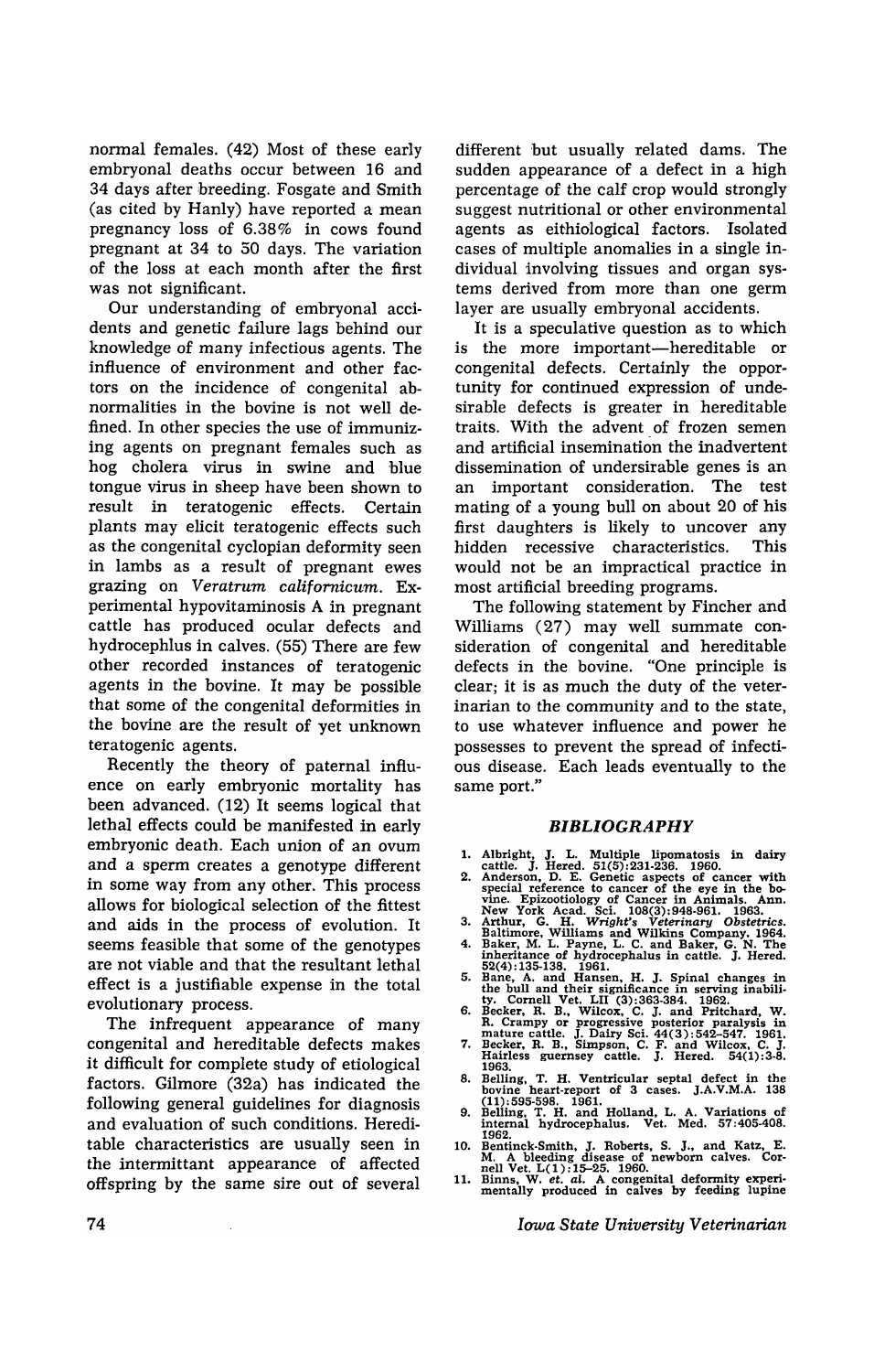normal females. (42) Most of these early embryonal deaths occur between 16 and 34 days after breeding. Fosgate and Smith (as cited by Hanly) have reported a mean pregnancy loss of 6.38% in cows found pregnant at 34 to 50 days. The variation of the loss at each month after the first was not significant.

Our understanding of embryonal accidents and genetic failure lags behind our knowledge of many infectious agents. The influence of environment and other factors on the incidence of congenital abnormalities in the bovine is not well defined. In other species the use of immunizing agents on pregnant females such as hog cholera virus in swine and blue tongue virus in sheep have been shown to result in teratogenic effects. Certain plants may elicit teratogenic effects such as the congenital cyclopian deformity seen in lambs as a result of pregnant ewes grazing on *Veratrum californicum*. Experimental hypovitaminosis A in pregnant cattle has produced ocular defects and hydrocephlus in calves. (55) There are few other recorded instances of teratogenic agents in the bovine. It may be possible that some of the congenital deformities in the bovine are the result of yet unknown teratogenic agents.

Recently the theory of paternal influence on early embryonic mortality has been advanced. (12) It seems logical that lethal effects could be manifested in early embryonic death. Each union of an ovum and a sperm creates a genotype different in some way from any other. This process allows for biological selection of the fittest and aids in the process of evolution. It seems feasible that some of the genotypes are not viable and that the resultant lethal effect is a justifiable expense in the total evolutionary process.

The infrequent appearance of many congenital and hereditable defects makes it difficult for complete study of etiological factors. Gilmore (32a) has indicated the following general guidelines for diagnosis and evaluation of such conditions. Hereditable characteristics are usually seen in the intermittant appearance of affected offspring by the same sire out of several different but usually related dams. The sudden appearance of a defect in a high percentage of the calf crop would strongly suggest nutritional or other environmental agents as eithiological factors. Isolated cases of multiple anomalies in a single individual involving tissues and organ systems derived from more than one germ layer are usually embryonal accidents.

It is a speculative question as to which is the more important—hereditable or congenital defects. Certainly the opportunity for continued expression of undesirable defects is greater in hereditable traits. With the advent of frozen semen and artificial insemination the inadvertent dissemination of undersirable genes is an an important consideration. The test mating of a young bull on about 20 of his first daughters is likely to uncover any hidden recessive characteristics. This would not be an impractical practice in most artificial breeding programs.

The following statement by Fincher and Williams (27) may well summate consideration of congenital and hereditable defects in the bovine. "One principle is clear; it is as much the duty of the veterinarian to the community and to the state, to use whatever influence and power he possesses to prevent the spread of infectious disease. Each leads eventually to the same port."

## BIBLIOGRAPHY

1. Albright, J. L. Multiple lipomatosis in dairy cattle. J. Hered. 51(5):231-236. 1960.
2. Anderson, D. E. Genetic aspects of cancer with special reference to cancer of the eye in the bovine. Epizootiology of Cancer in Animals. Ann. New York Acad. Sci. 108(3):948-961. 1963.
3. Arthur, G. H. *Wright's Veterinary Obstetrics.* Baltimore, Williams and Wilkins Company. 1964.
4. Baker, M. L. Payne, L. C. and Baker, G. N. The inheritance of hydrocephalus in cattle. J. Hered. 52(4):135-138. 1961.
5. Bane, A. and Hansen, H. J. Spinal changes in the bull and their significance in serving inability. Cornell Vet. LII (3):363-384. 1962.
6. Becker, R. B., Wilcox, C. J. and Pritchard, W. R. Crampy or progressive posterior paralysis in mature cattle. J. Dairy Sci. 44(3):542-547. 1961.
7. Becker, R. B., Simpson, C. F. and Wilcox, C. J. Hairless guernsey cattle. J. Hered. 54(1):3-8. 1963.
8. Belling, T. H. Ventricular septal defect in the bovine heart-report of 3 cases. J.A.V.M.A. 138 (11):595-598. 1961.
9. Belling, T. H. and Holland, L. A. Variations of internal hydrocephalus. Vet. Med. 57:405-408. 1962.
10. Bentinck-Smith, J. Roberts, S. J., and Katz, E. M. A bleeding disease of newborn calves. Cornell Vet. L(1):15-25. 1960.
11. Binns, W. *et. al.* A congenital deformity experimentally produced in calves by feeding lupine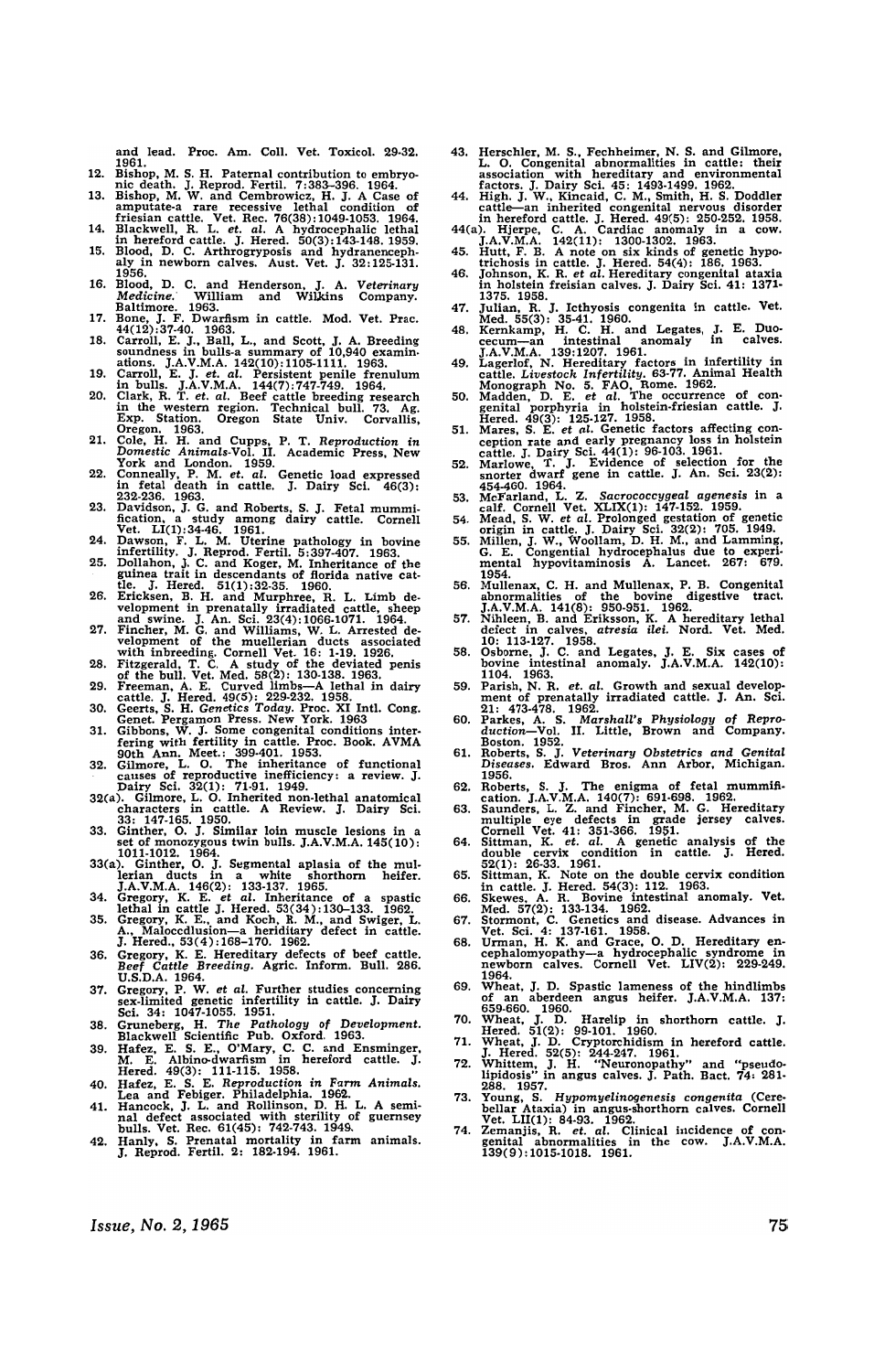and lead. Proc. Am. Coll. Vet. Toxicol. 29-32. 1961.

12. Bishop, M. S. H. Paternal contribution to embryonic death. J. Reprod. Fertil. 7:383-396. 1964.
13. Bishop, M. W. and Cembrowicz, H. J. A Case of amputate-a rare recessive lethal condition of friesian cattle. Vet. Rec. 76(38):1049-1053. 1964.
14. Blackwell, R. L. et. al. A hydrocephalic lethal in hereford cattle. J. Hered. 50(3):143-148. 1959.
15. Blood, D. C. Arthrogryposis and hydranencephaly in newborn calves. Aust. Vet. J. 32:125-131. 1956.
16. Blood, D. C. and Henderson, J. A. *Veterinary Medicine.* William and Wilkins Company. Baltimore. 1963.
17. Bone, J. F. Dwarfism in cattle. Mod. Vet. Prac. 44(12):37-40. 1963.
18. Carroll, E. J., Ball, L., and Scott, J. A. Breeding soundness in bulls-a summary of 10,940 examinations. J.A.V.M.A. 142(10):1105-1111. 1963.
19. Carroll, E. J. et. al. Persistent penile frenulum in bulls. J.A.V.M.A. 144(7):747-749. 1964.
20. Clark, R. T. et. al. Beef cattle breeding research in the western region. Technical bull. 73. Ag. Exp. Station. Oregon State Univ. Corvallis, Oregon. 1963.
21. Cole, H. H. and Cupps, P. T. *Reproduction in Domestic Animals*-Vol. II. Academic Press, New York and London. 1959.
22. Conneally, P. M. et. al. Genetic load expressed in fetal death in cattle. J. Dairy Sci. 46(3): 232-236. 1963.
23. Davidson, J. G. and Roberts, S. J. Fetal mummification, a study among dairy cattle. Cornell Vet. LI(1):34-46. 1961.
24. Dawson, F. L. M. Uterine pathology in bovine infertility. J. Reprod. Fertil. 5:397-407. 1963.
25. Dollahon, J. C. and Koger, M. Inheritance of the guinea trait in descendants of florida native cattle. J. Hered. 51(1):32-35. 1960.
26. Ericksen, B. H. and Murphree, R. L. Limb development in prenatally irradiated cattle, sheep and swine. J. An. Sci. 23(4):1066-1071. 1964.
27. Fincher, M. G. and Williams, W. L. Arrested development of the muellerian ducts associated with inbreeding. Cornell Vet. 16: 1-19. 1926.
28. Fitzgerald, T. C. A study of the deviated penis of the bull. Vet. Med. 58(2): 130-138. 1963.
29. Freeman, A. E. Curved limbs—A lethal in dairy cattle. J. Hered. 49(5): 229-232. 1958.
30. Geerts, S. H. *Genetics Today.* Proc. XI Intl. Cong. Genet. Pergamon Press. New York. 1963
31. Gibbons, W. J. Some congenital conditions interfering with fertility in cattle. Proc. Book. AVMA 90th Ann. Meet.: 399-401. 1953.
32. Gilmore, L. O. The inheritance of functional causes of reproductive inefficiency: a review. J. Dairy Sci. 32(1): 71-91. 1949.

32(a). Gilmore, L. O. Inherited non-lethal anatomical characters in cattle. A Review. J. Dairy Sci. 33: 147-165. 1950.

33. Ginther, O. J. Similar loin muscle lesions in a set of monozygous twin bulls. J.A.V.M.A. 145(10): 1011-1012. 1964.

33(a). Ginther, O. J. Segmental aplasia of the mullerian ducts in a white shorthorn heifer. J.A.V.M.A. 146(2): 133-137. 1965.

34. Gregory, K. E. et al. Inheritance of a spastic lethal in cattle J. Hered. 53(34):130-133. 1962.
35. Gregory, K. E., and Koch, R. M., and Swiger, L. A., Malocclusion—a hereditary defect in cattle. J. Hered., 53(4):168-170. 1962.
36. Gregory, K. E. Hereditary defects of beef cattle. *Beef Cattle Breeding.* Agric. Inform. Bull. 286. U.S.D.A. 1964.
37. Gregory, P. W. et al. Further studies concerning sex-limited genetic infertility in cattle. J. Dairy Sci. 34: 1047-1055. 1951.
38. Gruneberg, H. *The Pathology of Development.* Blackwell Scientific Pub. Oxford. 1963.
39. Hafez, E. S. E., O'Mary, C. C. and Ensminger, M. E. Albino-dwarfism in hereford cattle. J. Hered. 49(3): 111-115. 1958.
40. Hafez, E. S. E. *Reproduction in Farm Animals.* Lea and Febiger. Philadelphia. 1962.
41. Hancock, J. L. and Rollinson, D. H. L. A seminal defect associated with sterility of guernsey bulls. Vet. Rec. 61(45): 742-743. 1949.
42. Hanly, S. Prenatal mortality in farm animals. J. Reprod. Fertil. 2: 182-194. 1961.
43. Herschler, M. S., Fechheimer, N. S. and Gilmore, L. O. Congenital abnormalities in cattle: their association with hereditary and environmental factors. J. Dairy Sci. 45: 1493-1499. 1962.
44. High. J. W., Kincaid, C. M., Smith, H. S. Doddler cattle—an inherited congenital nervous disorder in hereford cattle. J. Hered. 49(5): 250-252. 1958.

44(a). Hjerpe, C. A. Cardiac anomaly in a cow. J.A.V.M.A. 142(11): 1300-1302. 1963.

45. Hutt, F. B. A note on six kinds of genetic hypotrichosis in cattle. J. Hered. 54(4): 186. 1963.
46. Johnson, K. R. et al. Hereditary congenital ataxia in holstein freisian calves. J. Dairy Sci. 41: 1371-1375. 1958.
47. Julian, R. J. Icthyosis congenita in cattle. Vet. Med. 55(3): 35-41. 1960.
48. Kernkamp, H. C. H. and Legates, J. E. Duocecum—an intestinal anomaly in calves. J.A.V.M.A. 139:1207. 1961.
49. Lagerlof, N. Hereditary factors in infertility in cattle. *Livestock Infertility.* 63-77. Animal Health Monograph No. 5. FAO, Rome. 1962.
50. Madden, D. E. et al. The occurrence of congenital porphyria in holstein-friesian cattle. J. Hered. 49(3): 125-127. 1958.
51. Mares, S. E. et al. Genetic factors affecting conception rate and early pregnancy loss in holstein cattle. J. Dairy Sci. 44(1): 96-103. 1961.
52. Marlowe, T. J. Evidence of selection for the snorter dwarf gene in cattle. J. An. Sci. 23(2): 454-460. 1964.
53. McFarland, L. Z. *Sacrococcygeal agenesis* in a calf. Cornell Vet. XLIX(1): 147-152. 1959.
54. Mead, S. W. et al. Prolonged gestation of genetic origin in cattle. J. Dairy Sci. 32(2): 705. 1949.
55. Millen, J. W., Woollam, D. H. M., and Lamming, G. E. Congential hydrocephalus due to experimental hypovitaminosis A. Lancet. 267: 679. 1954.
56. Mullenax, C. H. and Mullenax, P. B. Congenital abnormalities of the bovine digestive tract. J.A.V.M.A. 141(8): 950-951. 1962.
57. Nihleen, B. and Eriksson, K. A hereditary lethal defect in calves, *atresia ilei.* Nord. Vet. Med. 10: 113-127. 1958.
58. Osborne, J. C. and Legates, J. E. Six cases of bovine intestinal anomaly. J.A.V.M.A. 142(10): 1104. 1963.
59. Parish, N. R. et. al. Growth and sexual development of prenatally irradiated cattle. J. An. Sci. 21: 473-478. 1962.
60. Parkes, A. S. *Marshall's Physiology of Reproduction*—Vol. II. Little, Brown and Company. Boston. 1952.
61. Roberts, S. J. *Veterinary Obstetrics and Genital Diseases.* Edward Bros. Ann Arbor, Michigan. 1956.
62. Roberts, S. J. The enigma of fetal mummification. J.A.V.M.A. 140(7): 691-698. 1962.
63. Saunders, L. Z. and Fincher, M. G. Hereditary multiple eye defects in grade jersey calves. Cornell Vet. 41: 351-366. 1951.
64. Sittman, K. et. al. A genetic analysis of the double cervix condition in cattle. J. Hered. 52(1): 26-33. 1961.
65. Sittman, K. Note on the double cervix condition in cattle. J. Hered. 54(3): 112. 1963.
66. Skewes, A. R. Bovine intestinal anomaly. Vet. Med. 57(2): 133-134. 1962.
67. Stormont, C. Genetics and disease. Advances in Vet. Sci. 4: 137-161. 1958.
68. Urman, H. K. and Grace, O. D. Hereditary encephalomyopathy—a hydrocephalic syndrome in newborn calves. Cornell Vet. LIV(2): 229-249. 1964.
69. Wheat, J. D. Spastic lameness of the hindlimbs of an aberdeen angus heifer. J.A.V.M.A. 137: 659-660. 1960.
70. Wheat, J. D. Harelip in shorthorn cattle. J. Hered. 51(2): 99-101. 1960.
71. Wheat, J. D. Cryptorchidism in hereford cattle. J. Hered. 52(5): 244-247. 1961.
72. Whittem, J. H. "Neuronopathy" and "pseudolipidosis" in angus calves. J. Path. Bact. 74: 281-288. 1957.
73. Young, S. *Hypomyelinogenesis congenita* (Cerebellar Ataxia) in angus-shorthorn calves. Cornell Vet. LII(1): 84-93. 1962.
74. Zemanjis, R. et. al. Clinical incidence of congenital abnormalities in the cow. J.A.V.M.A. 139(9):1015-1018. 1961.